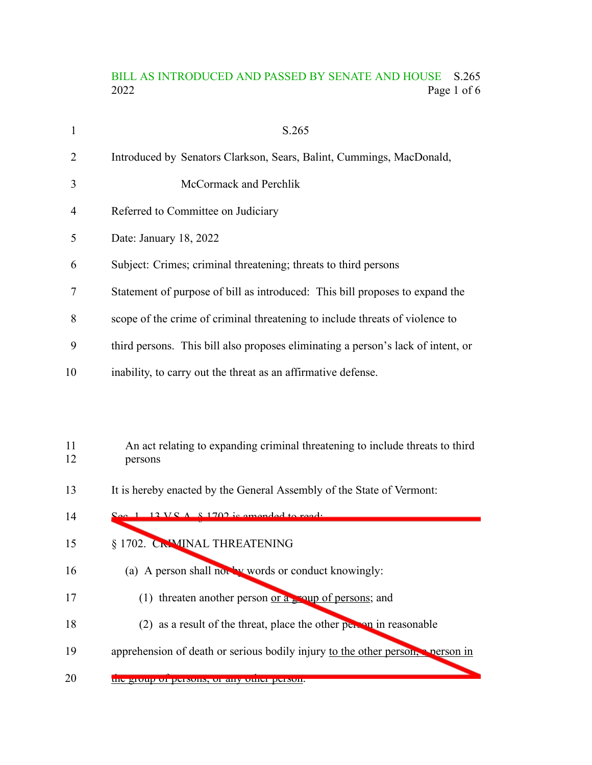S.265

Introduced by Senators Clarkson, Sears, Balint, Cummings, MacDonald, McCormack and Perchlik

Referred to Committee on Judiciary

Date: January 18, 2022

Subject: Crimes; criminal threatening; threats to third persons

Statement of purpose of bill as introduced: This bill proposes to expand the scope of the crime of criminal threatening to include threats of violence to third persons. This bill also proposes eliminating a person's lack of intent, or inability, to carry out the threat as an affirmative defense.

An act relating to expanding criminal threatening to include threats to third persons

It is hereby enacted by the General Assembly of the State of Vermont:

~~Sec. 1. 13 V.S.A. § 1702 is amended to read:~~

~~§ 1702. CRIMINAL THREATENING~~

~~(a) A person shall not by words or conduct knowingly:~~

~~(1) threaten another person or a group of persons; and~~

~~(2) as a result of the threat, place the other person in reasonable apprehension of death or serious bodily injury to the other person, a person in the group of persons, or any other person.~~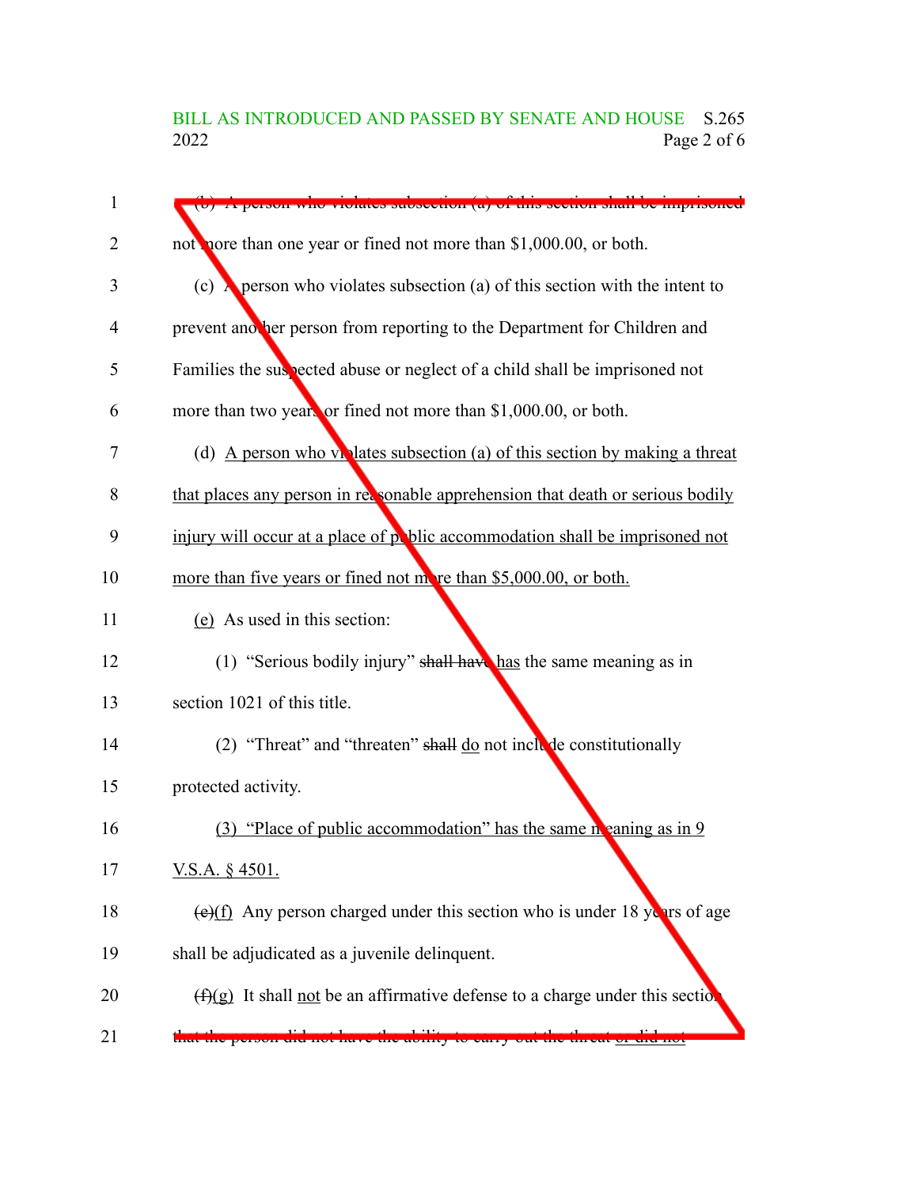(b) A person who violates subsection (a) of this section shall be imprisoned not more than one year or fined not more than $1,000.00, or both.

(c) A person who violates subsection (a) of this section with the intent to prevent another person from reporting to the Department for Children and Families the suspected abuse or neglect of a child shall be imprisoned not more than two years or fined not more than $1,000.00, or both.

(d) A person who violates subsection (a) of this section by making a threat that places any person in reasonable apprehension that death or serious bodily injury will occur at a place of public accommodation shall be imprisoned not more than five years or fined not more than $5,000.00, or both.

(e) As used in this section:

(1) "Serious bodily injury" ~~shall have~~ has the same meaning as in section 1021 of this title.

(2) "Threat" and "threaten" ~~shall~~ do not include constitutionally protected activity.

(3) "Place of public accommodation" has the same meaning as in 9 V.S.A. § 4501.

~~(e)~~(f) Any person charged under this section who is under 18 years of age shall be adjudicated as a juvenile delinquent.

~~(f)~~(g) It shall not be an affirmative defense to a charge under this section that the person did not have the ability to carry out the threat or did not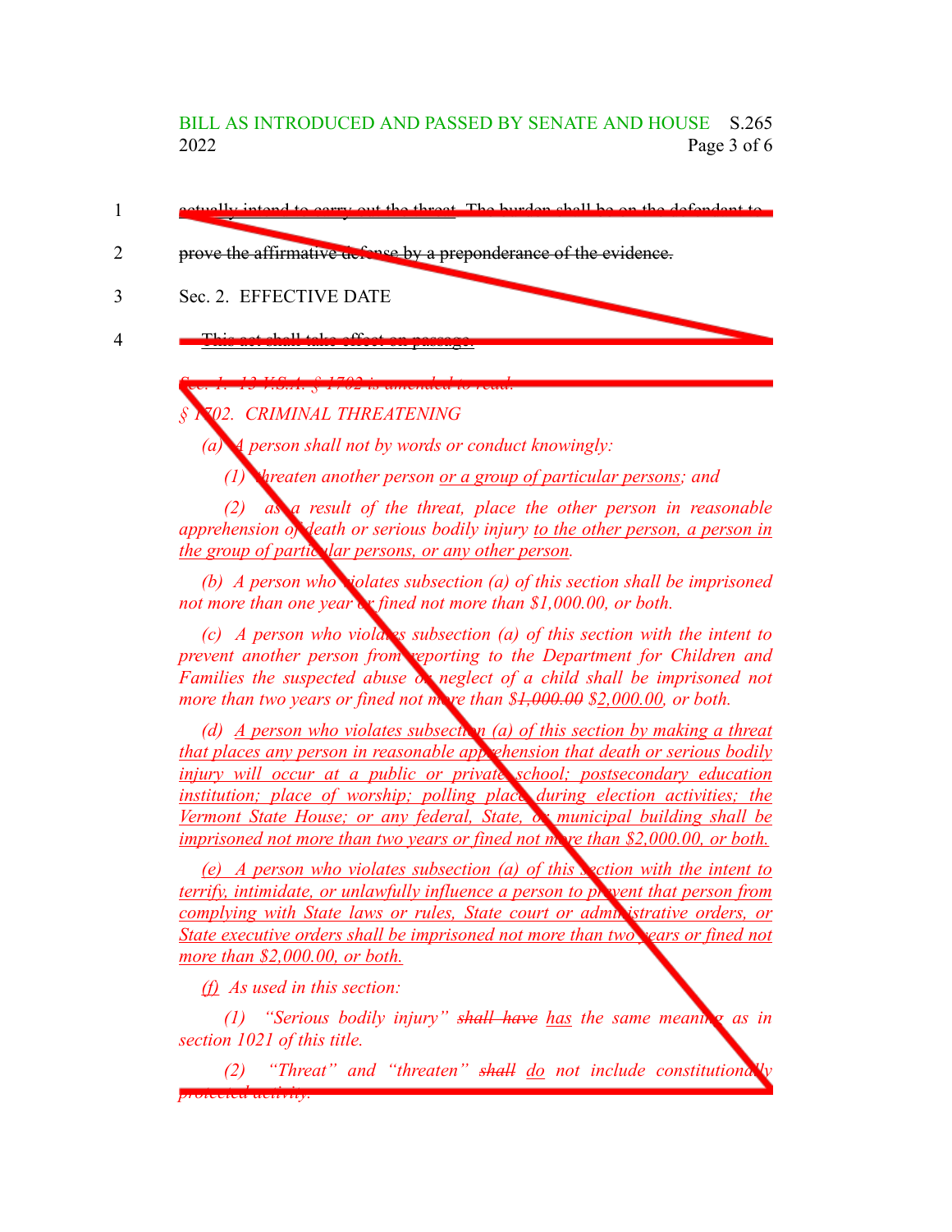actually intend to carry out the threat. The burden shall be on the defendant to prove the affirmative defense by a preponderance of the evidence.

Sec. 2. EFFECTIVE DATE

This act shall take effect on passage.

*Sec. 1. 13 V.S.A. § 1702 is amended to read:*

*§ 1702. CRIMINAL THREATENING*

*(a) A person shall not by words or conduct knowingly:*

*(1) threaten another person or a group of particular persons; and*

*(2) as a result of the threat, place the other person in reasonable apprehension of death or serious bodily injury to the other person, a person in the group of particular persons, or any other person.*

*(b) A person who violates subsection (a) of this section shall be imprisoned not more than one year or fined not more than $1,000.00, or both.*

*(c) A person who violates subsection (a) of this section with the intent to prevent another person from reporting to the Department for Children and Families the suspected abuse or neglect of a child shall be imprisoned not more than two years or fined not more than ~~$1,000.00~~ $2,000.00, or both.*

*(d) A person who violates subsection (a) of this section by making a threat that places any person in reasonable apprehension that death or serious bodily injury will occur at a public or private school; postsecondary education institution; place of worship; polling place during election activities; the Vermont State House; or any federal, State, or municipal building shall be imprisoned not more than two years or fined not more than $2,000.00, or both.*

*(e) A person who violates subsection (a) of this section with the intent to terrify, intimidate, or unlawfully influence a person to prevent that person from complying with State laws or rules, State court or administrative orders, or State executive orders shall be imprisoned not more than two years or fined not more than $2,000.00, or both.*

*(f) As used in this section:*

*(1) "Serious bodily injury" ~~shall have~~ has the same meaning as in section 1021 of this title.*

*(2) "Threat" and "threaten" ~~shall~~ do not include constitutionally protected activity.*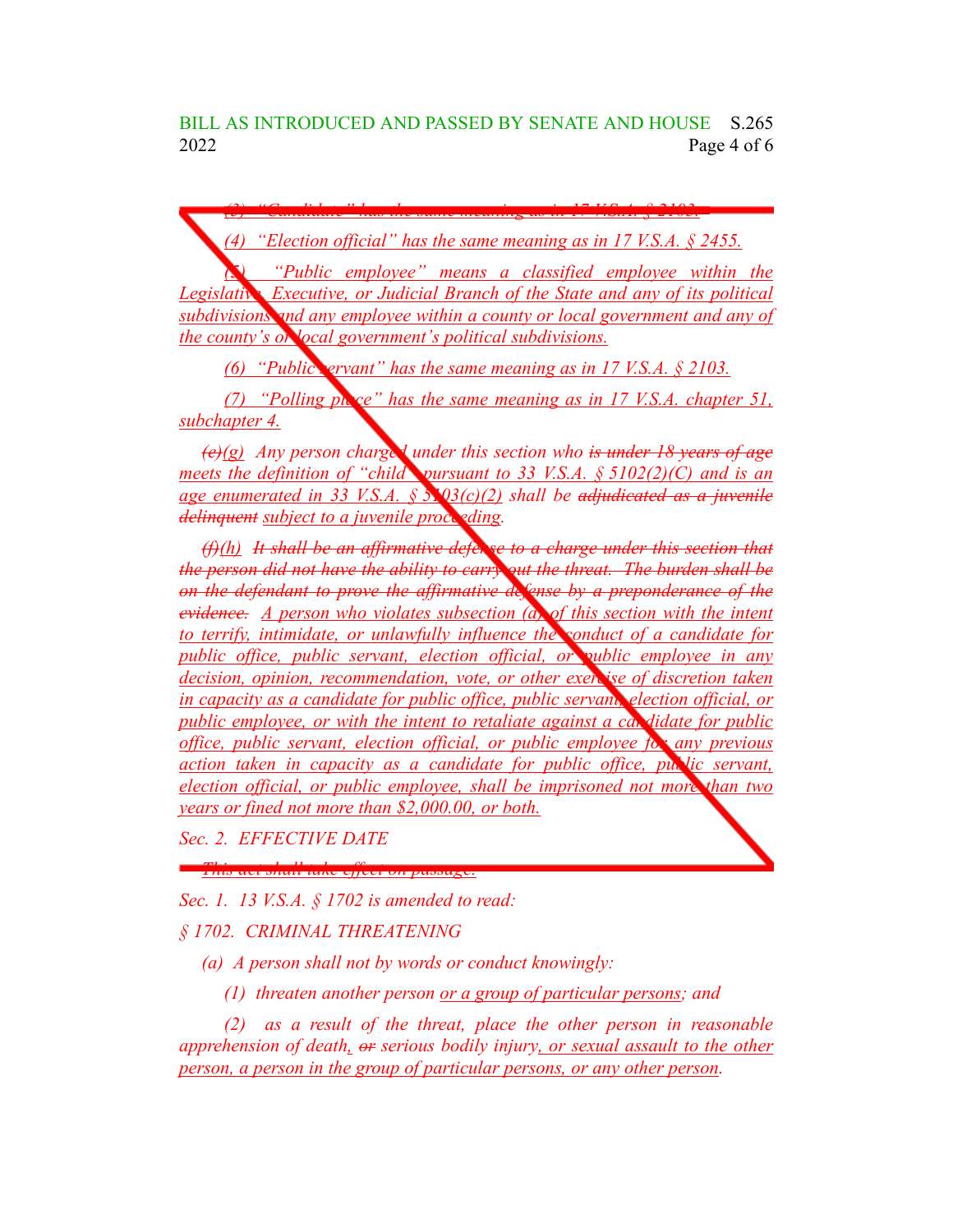~~(3) "Candidate" has the same meaning as in 17 V.S.A. § 2103.~~

*(4) "Election official" has the same meaning as in 17 V.S.A. § 2455.*

*(5) "Public employee" means a classified employee within the Legislative, Executive, or Judicial Branch of the State and any of its political subdivisions and any employee within a county or local government and any of the county's or local government's political subdivisions.*

*(6) "Public servant" has the same meaning as in 17 V.S.A. § 2103.*

*(7) "Polling place" has the same meaning as in 17 V.S.A. chapter 51, subchapter 4.*

*~~(e)~~(g) Any person charged under this section who ~~is under 18 years of age~~ meets the definition of "child" pursuant to 33 V.S.A. § 5102(2)(C) and is an age enumerated in 33 V.S.A. § 5103(c)(2) shall be ~~adjudicated as a juvenile delinquent~~ subject to a juvenile proceeding.*

*~~(f)~~(h) ~~It shall be an affirmative defense to a charge under this section that the person did not have the ability to carry out the threat. The burden shall be on the defendant to prove the affirmative defense by a preponderance of the evidence.~~ A person who violates subsection (a) of this section with the intent to terrify, intimidate, or unlawfully influence the conduct of a candidate for public office, public servant, election official, or public employee in any decision, opinion, recommendation, vote, or other exercise of discretion taken in capacity as a candidate for public office, public servant, election official, or public employee, or with the intent to retaliate against a candidate for public office, public servant, election official, or public employee for any previous action taken in capacity as a candidate for public office, public servant, election official, or public employee, shall be imprisoned not more than two years or fined not more than $2,000.00, or both.*

*Sec. 2. EFFECTIVE DATE*

~~*This act shall take effect on passage.*~~

*Sec. 1. 13 V.S.A. § 1702 is amended to read:*

*§ 1702. CRIMINAL THREATENING*

*(a) A person shall not by words or conduct knowingly:*

*(1) threaten another person or a group of particular persons; and*

*(2) as a result of the threat, place the other person in reasonable apprehension of death, ~~or~~ serious bodily injury, or sexual assault to the other person, a person in the group of particular persons, or any other person.*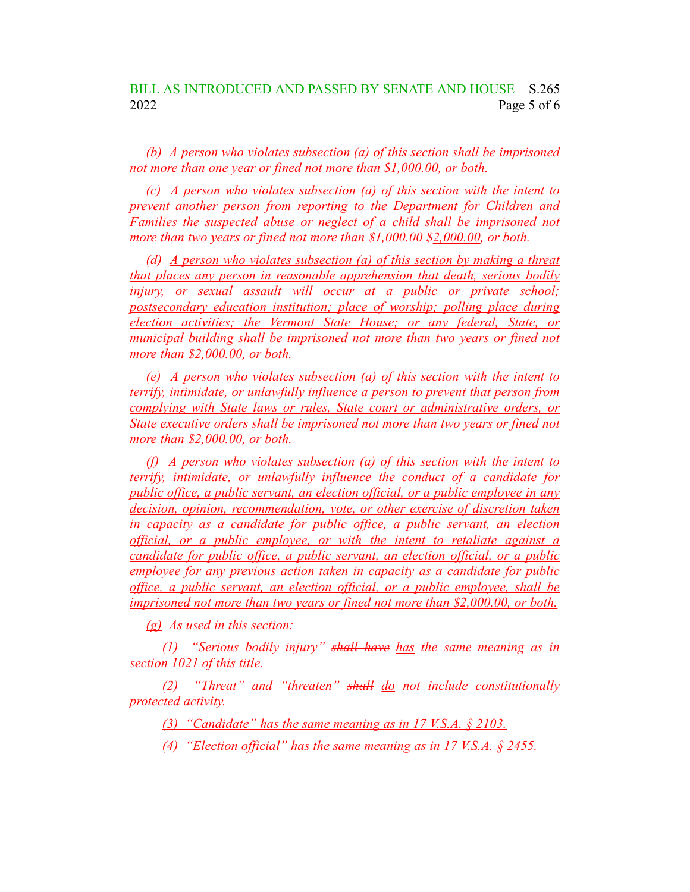*(b) A person who violates subsection (a) of this section shall be imprisoned not more than one year or fined not more than $1,000.00, or both.*

*(c) A person who violates subsection (a) of this section with the intent to prevent another person from reporting to the Department for Children and Families the suspected abuse or neglect of a child shall be imprisoned not more than two years or fined not more than ~~$1,000.00~~ $2,000.00, or both.*

*(d) <u>A person who violates subsection (a) of this section by making a threat that places any person in reasonable apprehension that death, serious bodily injury, or sexual assault will occur at a public or private school; postsecondary education institution; place of worship; polling place during election activities; the Vermont State House; or any federal, State, or municipal building shall be imprisoned not more than two years or fined not more than $2,000.00, or both.</u>*

*<u>(e) A person who violates subsection (a) of this section with the intent to terrify, intimidate, or unlawfully influence a person to prevent that person from complying with State laws or rules, State court or administrative orders, or State executive orders shall be imprisoned not more than two years or fined not more than $2,000.00, or both.</u>*

*<u>(f) A person who violates subsection (a) of this section with the intent to terrify, intimidate, or unlawfully influence the conduct of a candidate for public office, a public servant, an election official, or a public employee in any decision, opinion, recommendation, vote, or other exercise of discretion taken in capacity as a candidate for public office, a public servant, an election official, or a public employee, or with the intent to retaliate against a candidate for public office, a public servant, an election official, or a public employee for any previous action taken in capacity as a candidate for public office, a public servant, an election official, or a public employee, shall be imprisoned not more than two years or fined not more than $2,000.00, or both.</u>*

*<u>(g)</u> As used in this section:*

*(1) "Serious bodily injury" ~~shall have~~ <u>has</u> the same meaning as in section 1021 of this title.*

*(2) "Threat" and "threaten" ~~shall~~ <u>do</u> not include constitutionally protected activity.*

*<u>(3) "Candidate" has the same meaning as in 17 V.S.A. § 2103.</u>*

*<u>(4) "Election official" has the same meaning as in 17 V.S.A. § 2455.</u>*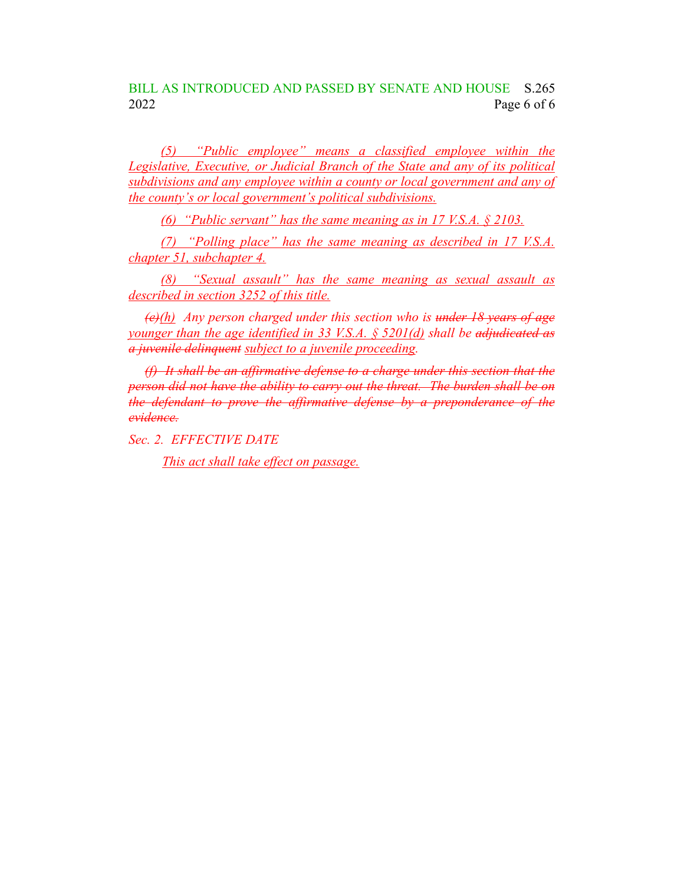(5) "Public employee" means a classified employee within the Legislative, Executive, or Judicial Branch of the State and any of its political subdivisions and any employee within a county or local government and any of the county's or local government's political subdivisions.

(6) "Public servant" has the same meaning as in 17 V.S.A. § 2103.

(7) "Polling place" has the same meaning as described in 17 V.S.A. chapter 51, subchapter 4.

(8) "Sexual assault" has the same meaning as sexual assault as described in section 3252 of this title.

~~(e)~~(h) Any person charged under this section who is ~~under 18 years of age~~ younger than the age identified in 33 V.S.A. § 5201(d) shall be ~~adjudicated as a juvenile delinquent~~ subject to a juvenile proceeding.

~~(f) It shall be an affirmative defense to a charge under this section that the person did not have the ability to carry out the threat. The burden shall be on the defendant to prove the affirmative defense by a preponderance of the evidence.~~

Sec. 2. EFFECTIVE DATE

This act shall take effect on passage.